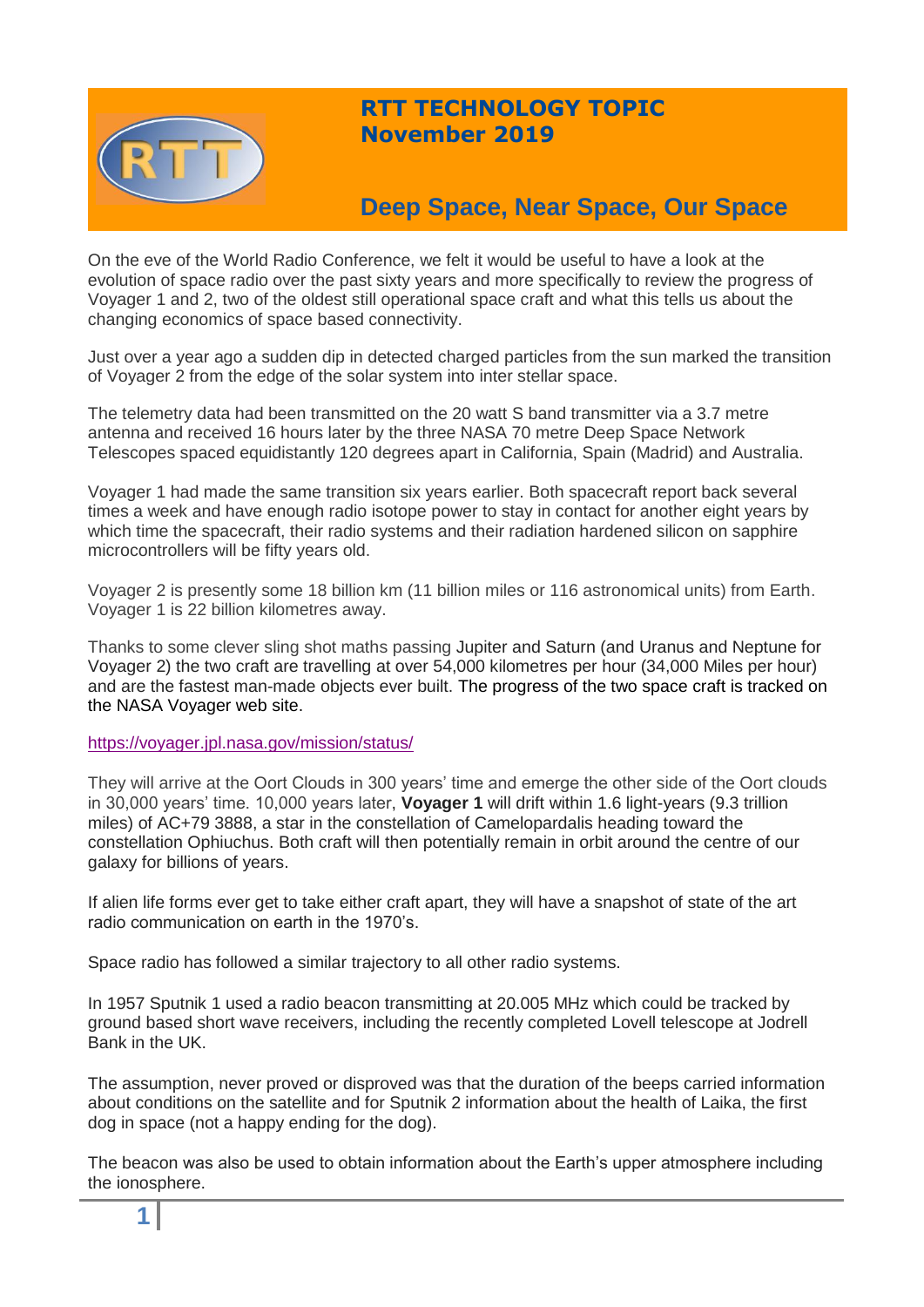# RTT TECHNOLOGY TOPIC
# November 2019

## Deep Space, Near Space, Our Space

On the eve of the World Radio Conference, we felt it would be useful to have a look at the evolution of space radio over the past sixty years and more specifically to review the progress of Voyager 1 and 2, two of the oldest still operational space craft and what this tells us about the changing economics of space based connectivity.

Just over a year ago a sudden dip in detected charged particles from the sun marked the transition of Voyager 2 from the edge of the solar system into inter stellar space.

The telemetry data had been transmitted on the 20 watt S band transmitter via a 3.7 metre antenna and received 16 hours later by the three NASA 70 metre Deep Space Network Telescopes spaced equidistantly 120 degrees apart in California, Spain (Madrid) and Australia.

Voyager 1 had made the same transition six years earlier. Both spacecraft report back several times a week and have enough radio isotope power to stay in contact for another eight years by which time the spacecraft, their radio systems and their radiation hardened silicon on sapphire microcontrollers will be fifty years old.

Voyager 2 is presently some 18 billion km (11 billion miles or 116 astronomical units) from Earth. Voyager 1 is 22 billion kilometres away.

Thanks to some clever sling shot maths passing Jupiter and Saturn (and Uranus and Neptune for Voyager 2) the two craft are travelling at over 54,000 kilometres per hour (34,000 Miles per hour) and are the fastest man-made objects ever built. The progress of the two space craft is tracked on the NASA Voyager web site.

https://voyager.jpl.nasa.gov/mission/status/

They will arrive at the Oort Clouds in 300 years' time and emerge the other side of the Oort clouds in 30,000 years' time. 10,000 years later, **Voyager 1** will drift within 1.6 light-years (9.3 trillion miles) of AC+79 3888, a star in the constellation of Camelopardalis heading toward the constellation Ophiuchus. Both craft will then potentially remain in orbit around the centre of our galaxy for billions of years.

If alien life forms ever get to take either craft apart, they will have a snapshot of state of the art radio communication on earth in the 1970's.

Space radio has followed a similar trajectory to all other radio systems.

In 1957 Sputnik 1 used a radio beacon transmitting at 20.005 MHz which could be tracked by ground based short wave receivers, including the recently completed Lovell telescope at Jodrell Bank in the UK.

The assumption, never proved or disproved was that the duration of the beeps carried information about conditions on the satellite and for Sputnik 2 information about the health of Laika, the first dog in space (not a happy ending for the dog).

The beacon was also be used to obtain information about the Earth's upper atmosphere including the ionosphere.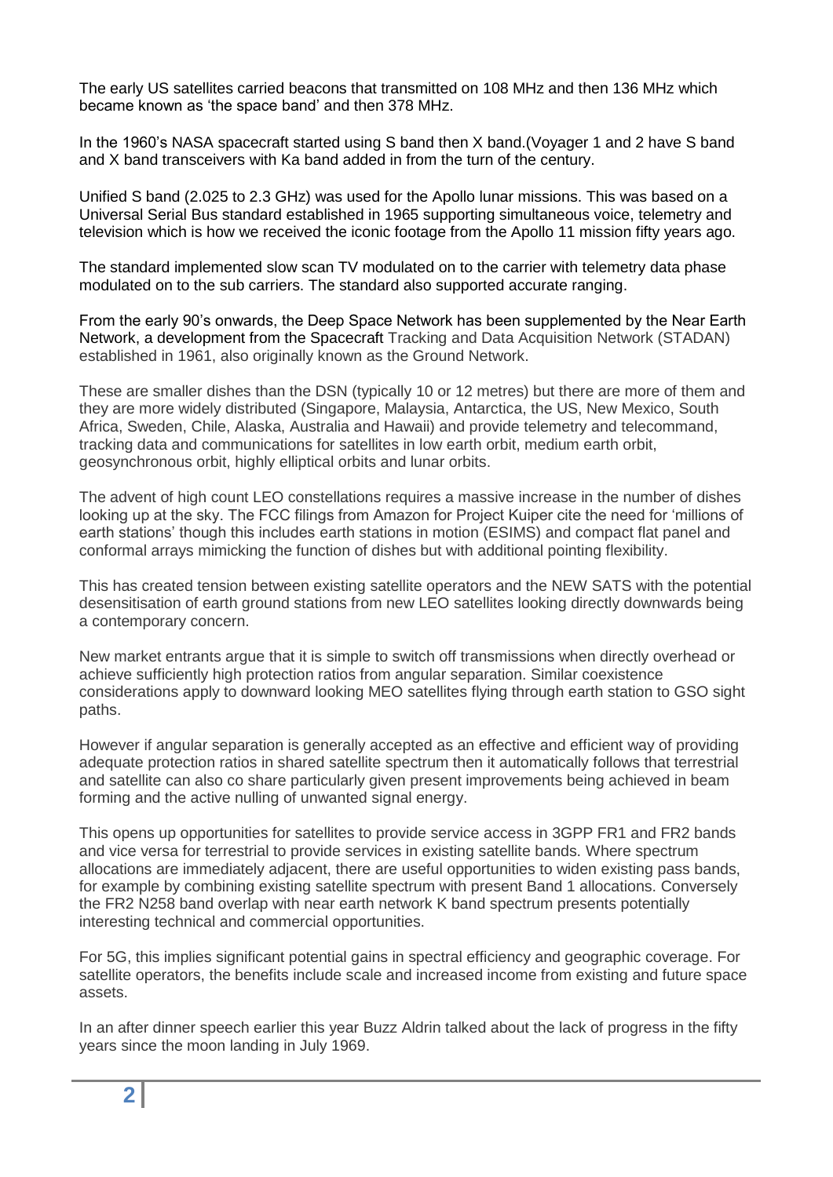The early US satellites carried beacons that transmitted on 108 MHz and then 136 MHz which became known as 'the space band' and then 378 MHz.

In the 1960's NASA spacecraft started using S band then X band.(Voyager 1 and 2 have S band and X band transceivers with Ka band added in from the turn of the century.

Unified S band (2.025 to 2.3 GHz) was used for the Apollo lunar missions. This was based on a Universal Serial Bus standard established in 1965 supporting simultaneous voice, telemetry and television which is how we received the iconic footage from the Apollo 11 mission fifty years ago.

The standard implemented slow scan TV modulated on to the carrier with telemetry data phase modulated on to the sub carriers. The standard also supported accurate ranging.

From the early 90's onwards, the Deep Space Network has been supplemented by the Near Earth Network, a development from the Spacecraft Tracking and Data Acquisition Network (STADAN) established in 1961, also originally known as the Ground Network.

These are smaller dishes than the DSN (typically 10 or 12 metres) but there are more of them and they are more widely distributed (Singapore, Malaysia, Antarctica, the US, New Mexico, South Africa, Sweden, Chile, Alaska, Australia and Hawaii) and provide telemetry and telecommand, tracking data and communications for satellites in low earth orbit, medium earth orbit, geosynchronous orbit, highly elliptical orbits and lunar orbits.

The advent of high count LEO constellations requires a massive increase in the number of dishes looking up at the sky. The FCC filings from Amazon for Project Kuiper cite the need for 'millions of earth stations' though this includes earth stations in motion (ESIMS) and compact flat panel and conformal arrays mimicking the function of dishes but with additional pointing flexibility.

This has created tension between existing satellite operators and the NEW SATS with the potential desensitisation of earth ground stations from new LEO satellites looking directly downwards being a contemporary concern.

New market entrants argue that it is simple to switch off transmissions when directly overhead or achieve sufficiently high protection ratios from angular separation. Similar coexistence considerations apply to downward looking MEO satellites flying through earth station to GSO sight paths.

However if angular separation is generally accepted as an effective and efficient way of providing adequate protection ratios in shared satellite spectrum then it automatically follows that terrestrial and satellite can also co share particularly given present improvements being achieved in beam forming and the active nulling of unwanted signal energy.

This opens up opportunities for satellites to provide service access in 3GPP FR1 and FR2 bands and vice versa for terrestrial to provide services in existing satellite bands. Where spectrum allocations are immediately adjacent, there are useful opportunities to widen existing pass bands, for example by combining existing satellite spectrum with present Band 1 allocations. Conversely the FR2 N258 band overlap with near earth network K band spectrum presents potentially interesting technical and commercial opportunities.

For 5G, this implies significant potential gains in spectral efficiency and geographic coverage. For satellite operators, the benefits include scale and increased income from existing and future space assets.

In an after dinner speech earlier this year Buzz Aldrin talked about the lack of progress in the fifty years since the moon landing in July 1969.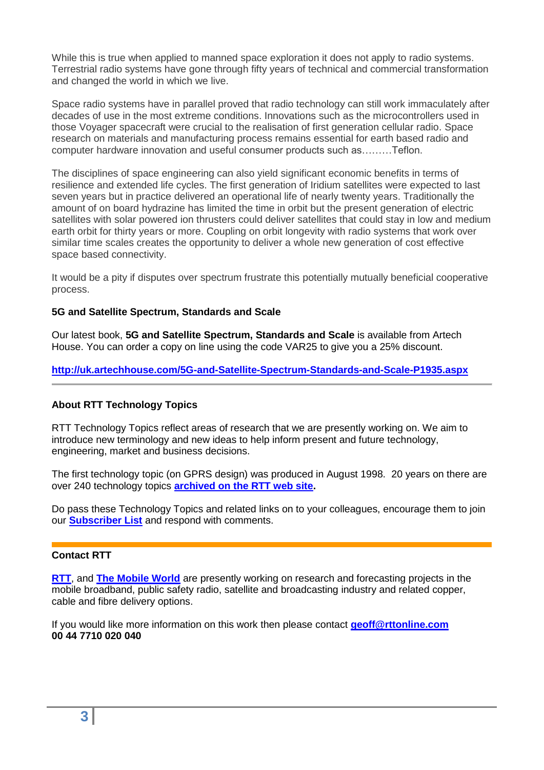While this is true when applied to manned space exploration it does not apply to radio systems. Terrestrial radio systems have gone through fifty years of technical and commercial transformation and changed the world in which we live.

Space radio systems have in parallel proved that radio technology can still work immaculately after decades of use in the most extreme conditions. Innovations such as the microcontrollers used in those Voyager spacecraft were crucial to the realisation of first generation cellular radio. Space research on materials and manufacturing process remains essential for earth based radio and computer hardware innovation and useful consumer products such as………Teflon.

The disciplines of space engineering can also yield significant economic benefits in terms of resilience and extended life cycles. The first generation of Iridium satellites were expected to last seven years but in practice delivered an operational life of nearly twenty years. Traditionally the amount of on board hydrazine has limited the time in orbit but the present generation of electric satellites with solar powered ion thrusters could deliver satellites that could stay in low and medium earth orbit for thirty years or more. Coupling on orbit longevity with radio systems that work over similar time scales creates the opportunity to deliver a whole new generation of cost effective space based connectivity.

It would be a pity if disputes over spectrum frustrate this potentially mutually beneficial cooperative process.

**5G and Satellite Spectrum, Standards and Scale**

Our latest book, **5G and Satellite Spectrum, Standards and Scale** is available from Artech House. You can order a copy on line using the code VAR25 to give you a 25% discount.

**http://uk.artechhouse.com/5G-and-Satellite-Spectrum-Standards-and-Scale-P1935.aspx**

---

**About RTT Technology Topics**

RTT Technology Topics reflect areas of research that we are presently working on. We aim to introduce new terminology and new ideas to help inform present and future technology, engineering, market and business decisions.

The first technology topic (on GPRS design) was produced in August 1998. 20 years on there are over 240 technology topics **archived on the RTT web site.**

Do pass these Technology Topics and related links on to your colleagues, encourage them to join our **Subscriber List** and respond with comments.

---

**Contact RTT**

**RTT**, and **The Mobile World** are presently working on research and forecasting projects in the mobile broadband, public safety radio, satellite and broadcasting industry and related copper, cable and fibre delivery options.

If you would like more information on this work then please contact **geoff@rttonline.com**
**00 44 7710 020 040**